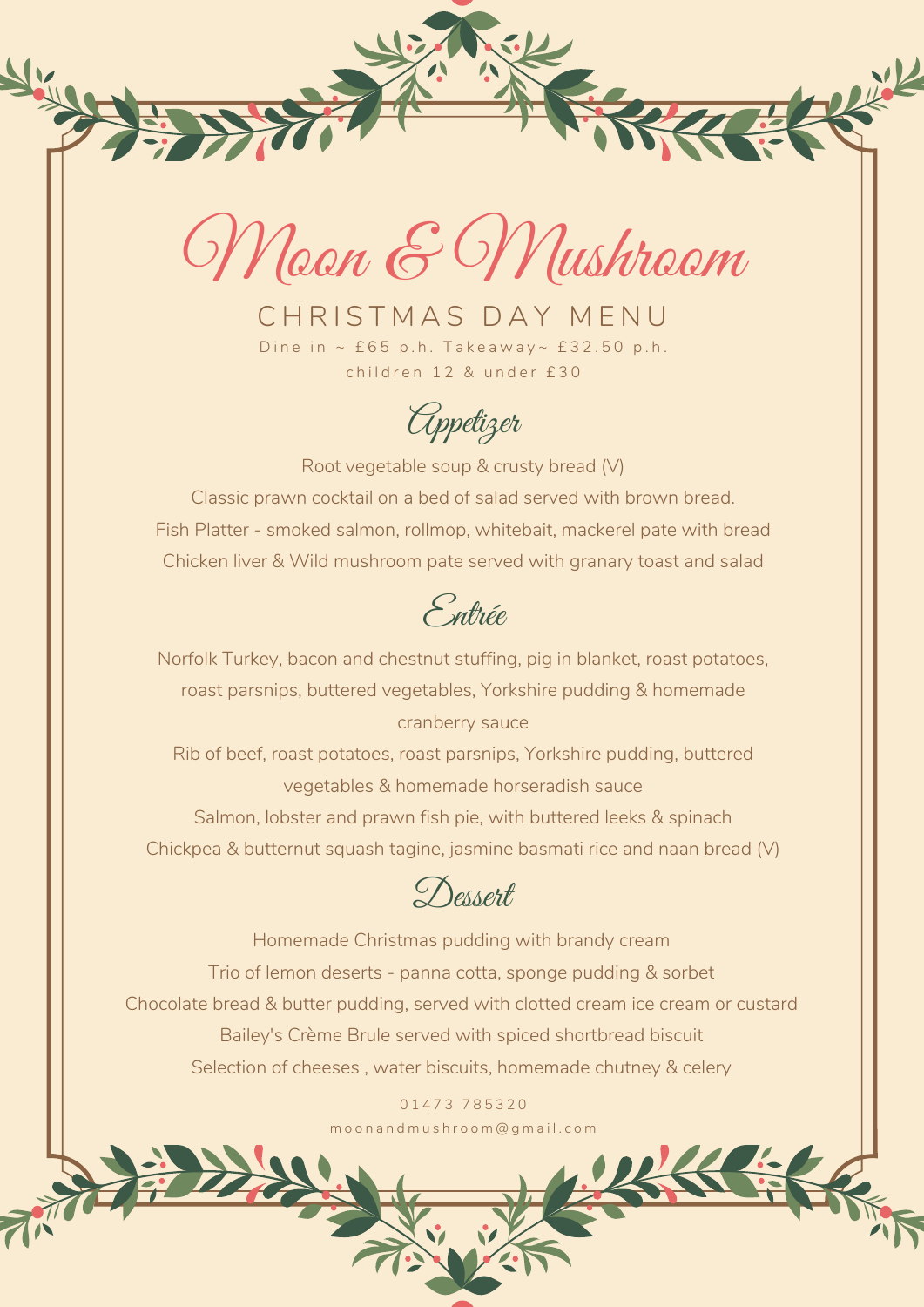# Moon & Mushroom

## CHRISTMAS DAY MENU

Dine in ~ £65 p.h. Takeaway~ £32.50 p.h.

children 12 & under £30

### Appetizer

Root vegetable soup & crusty bread (V)

Classic prawn cocktail on a bed of salad served with brown bread.

Fish Platter - smoked salmon, rollmop, whitebait, mackerel pate with bread

Chicken liver & Wild mushroom pate served with granary toast and salad

### Entrée

Norfolk Turkey, bacon and chestnut stuffing, pig in blanket, roast potatoes, roast parsnips, buttered vegetables, Yorkshire pudding & homemade cranberry sauce

Rib of beef, roast potatoes, roast parsnips, Yorkshire pudding, buttered vegetables & homemade horseradish sauce

Salmon, lobster and prawn fish pie, with buttered leeks & spinach

Chickpea & butternut squash tagine, jasmine basmati rice and naan bread (V)

### Dessert

Homemade Christmas pudding with brandy cream

Trio of lemon deserts - panna cotta, sponge pudding & sorbet

Chocolate bread & butter pudding, served with clotted cream ice cream or custard

Bailey's Crème Brule served with spiced shortbread biscuit

Selection of cheeses , water biscuits, homemade chutney & celery

01473 785320

moonandmushroom@gmail.com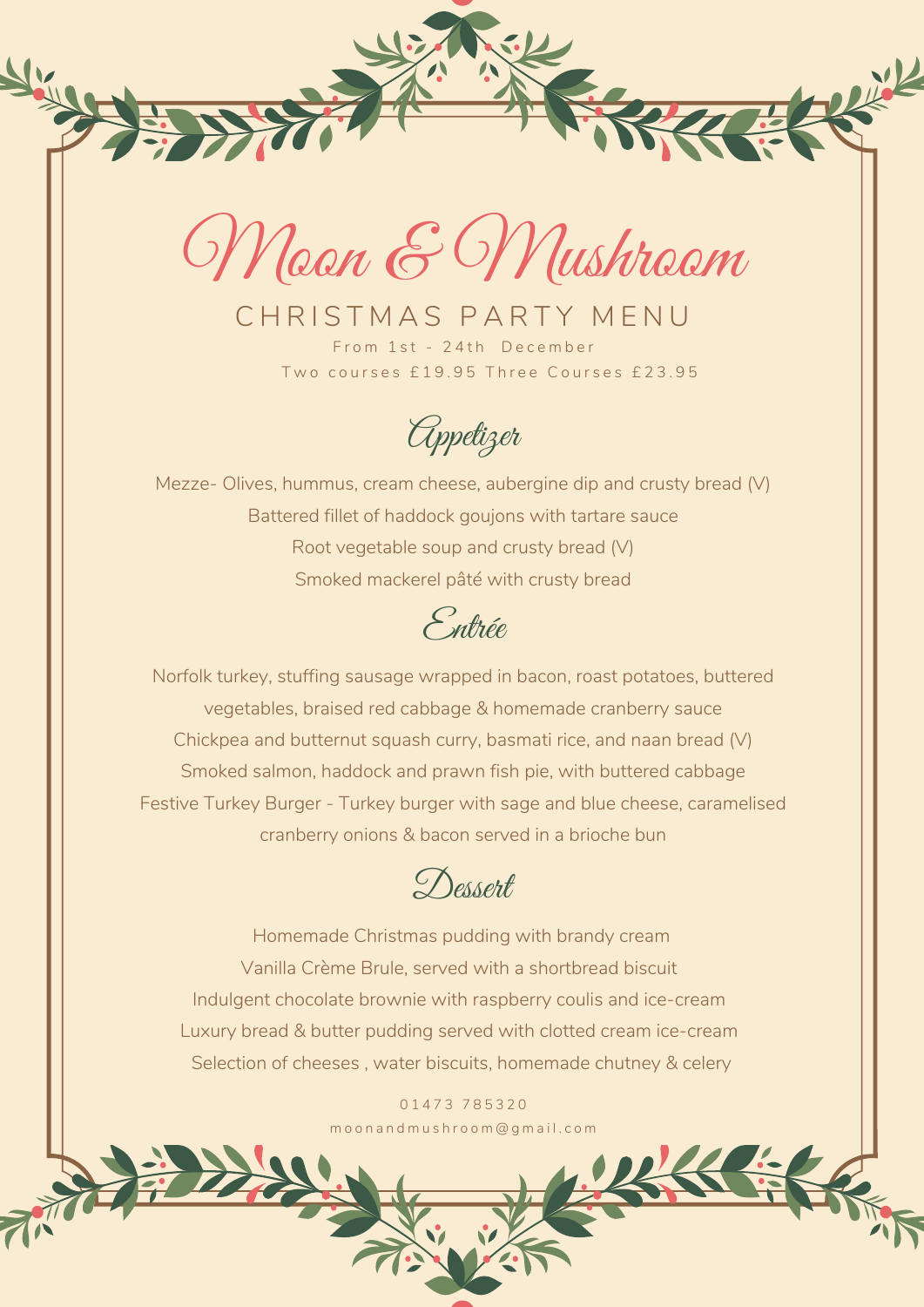# Moon & Mushroom

## CHRISTMAS PARTY MENU

From 1st - 24th December

Two courses £19.95 Three Courses £23.95

### Appetizer

Mezze- Olives, hummus, cream cheese, aubergine dip and crusty bread (V)

Battered fillet of haddock goujons with tartare sauce

Root vegetable soup and crusty bread (V)

Smoked mackerel pâté with crusty bread

### Entrée

Norfolk turkey, stuffing sausage wrapped in bacon, roast potatoes, buttered vegetables, braised red cabbage & homemade cranberry sauce

Chickpea and butternut squash curry, basmati rice, and naan bread (V)

Smoked salmon, haddock and prawn fish pie, with buttered cabbage

Festive Turkey Burger - Turkey burger with sage and blue cheese, caramelised cranberry onions & bacon served in a brioche bun

### Dessert

Homemade Christmas pudding with brandy cream

Vanilla Crème Brule, served with a shortbread biscuit

Indulgent chocolate brownie with raspberry coulis and ice-cream

Luxury bread & butter pudding served with clotted cream ice-cream

Selection of cheeses , water biscuits, homemade chutney & celery

01473 785320

moonandmushroom@gmail.com